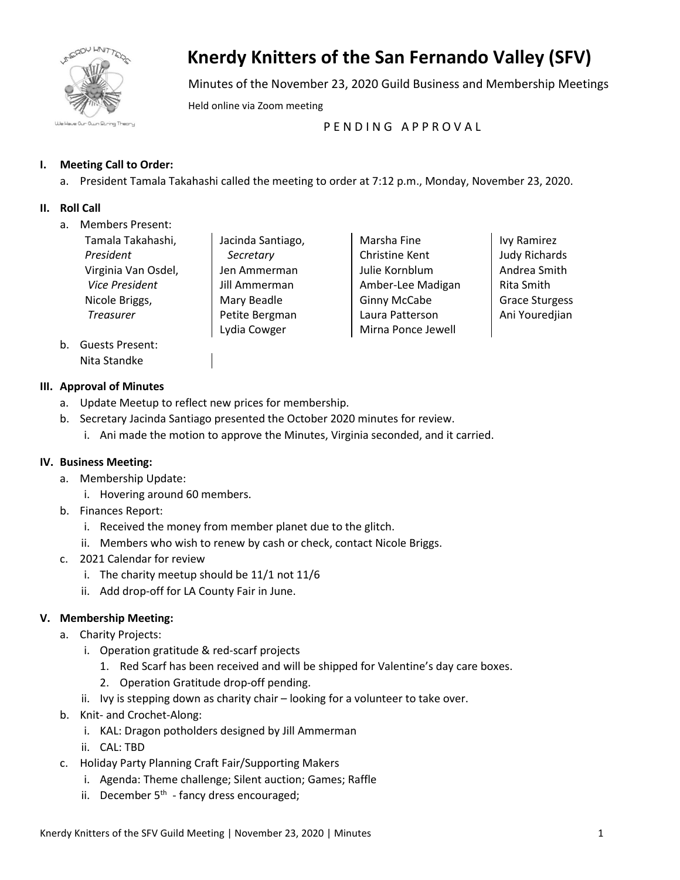# Knerdy Knitters of the San Fernando Valley (SFV)

Minutes of the November 23, 2020 Guild Business and Membership Meetings

Held online via Zoom meeting

P E N D I N G   A P P R O V A L

**I. Meeting Call to Order:**

a. President Tamala Takahashi called the meeting to order at 7:12 p.m., Monday, November 23, 2020.

**II. Roll Call**

a. Members Present:

| | | | |
|---|---|---|---|
| Tamala Takahashi, *President* | Jacinda Santiago, *Secretary* | Marsha Fine | Ivy Ramirez |
| Virginia Van Osdel, *Vice President* | Jen Ammerman | Christine Kent | Judy Richards |
| Nicole Briggs, *Treasurer* | Jill Ammerman | Julie Kornblum | Andrea Smith |
| | Mary Beadle | Amber-Lee Madigan | Rita Smith |
| | Petite Bergman | Ginny McCabe | Grace Sturgess |
| | Lydia Cowger | Laura Patterson | Ani Youredjian |
| | | Mirna Ponce Jewell | |

b. Guests Present:
   Nita Standke

**III. Approval of Minutes**

a. Update Meetup to reflect new prices for membership.

b. Secretary Jacinda Santiago presented the October 2020 minutes for review.
   - i. Ani made the motion to approve the Minutes, Virginia seconded, and it carried.

**IV. Business Meeting:**

a. Membership Update:
   - i. Hovering around 60 members.

b. Finances Report:
   - i. Received the money from member planet due to the glitch.
   - ii. Members who wish to renew by cash or check, contact Nicole Briggs.

c. 2021 Calendar for review
   - i. The charity meetup should be 11/1 not 11/6
   - ii. Add drop-off for LA County Fair in June.

**V. Membership Meeting:**

a. Charity Projects:
   - i. Operation gratitude & red-scarf projects
     1. Red Scarf has been received and will be shipped for Valentine's day care boxes.
     2. Operation Gratitude drop-off pending.
   - ii. Ivy is stepping down as charity chair – looking for a volunteer to take over.

b. Knit- and Crochet-Along:
   - i. KAL: Dragon potholders designed by Jill Ammerman
   - ii. CAL: TBD

c. Holiday Party Planning Craft Fair/Supporting Makers
   - i. Agenda: Theme challenge; Silent auction; Games; Raffle
   - ii. December 5th - fancy dress encouraged;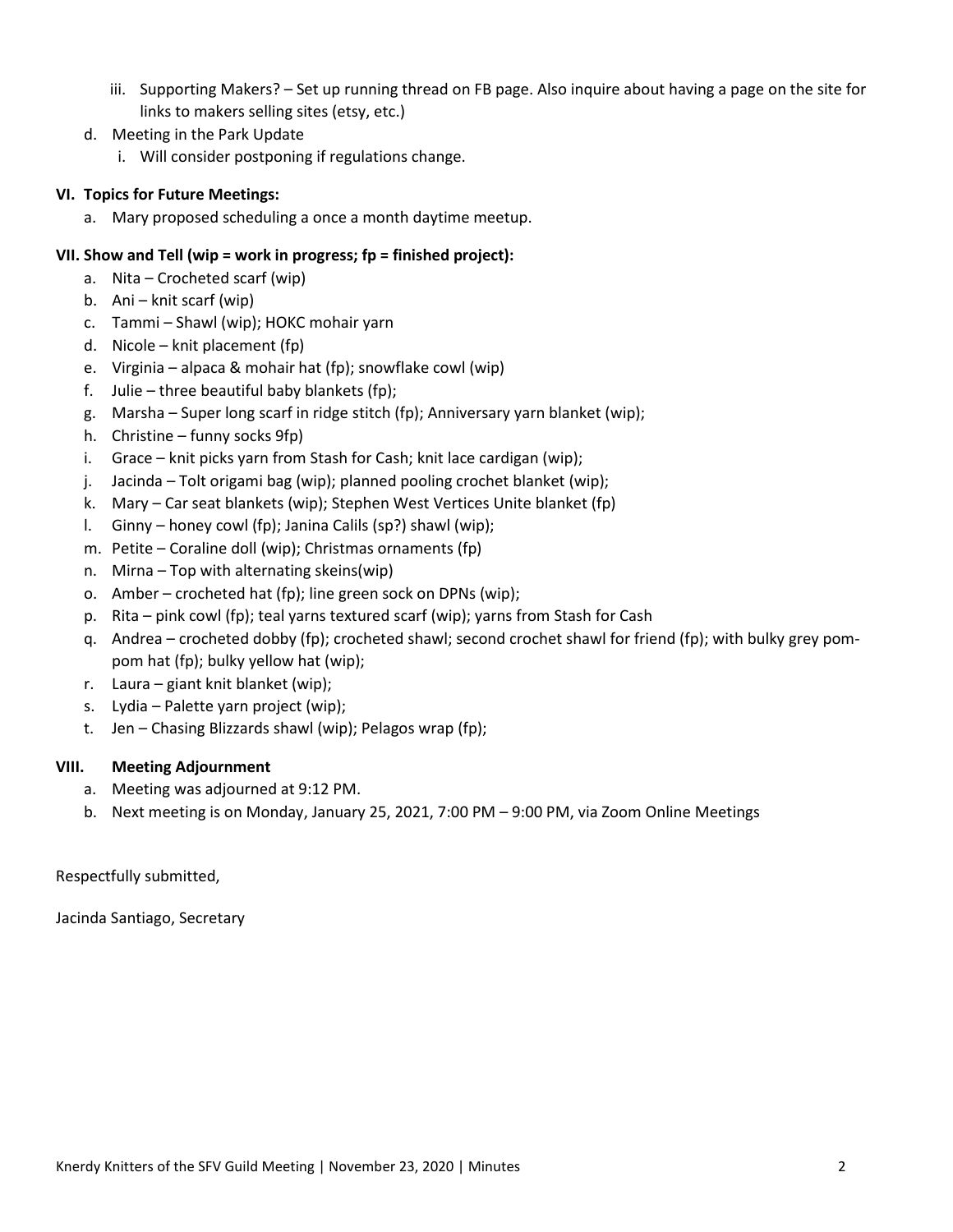iii. Supporting Makers? – Set up running thread on FB page. Also inquire about having a page on the site for links to makers selling sites (etsy, etc.)

d. Meeting in the Park Update
   i. Will consider postponing if regulations change.

**VI. Topics for Future Meetings:**

a. Mary proposed scheduling a once a month daytime meetup.

**VII. Show and Tell (wip = work in progress; fp = finished project):**

a. Nita – Crocheted scarf (wip)
b. Ani – knit scarf (wip)
c. Tammi – Shawl (wip); HOKC mohair yarn
d. Nicole – knit placement (fp)
e. Virginia – alpaca & mohair hat (fp); snowflake cowl (wip)
f. Julie – three beautiful baby blankets (fp);
g. Marsha – Super long scarf in ridge stitch (fp); Anniversary yarn blanket (wip);
h. Christine – funny socks 9fp)
i. Grace – knit picks yarn from Stash for Cash; knit lace cardigan (wip);
j. Jacinda – Tolt origami bag (wip); planned pooling crochet blanket (wip);
k. Mary – Car seat blankets (wip); Stephen West Vertices Unite blanket (fp)
l. Ginny – honey cowl (fp); Janina Calils (sp?) shawl (wip);
m. Petite – Coraline doll (wip); Christmas ornaments (fp)
n. Mirna – Top with alternating skeins(wip)
o. Amber – crocheted hat (fp); line green sock on DPNs (wip);
p. Rita – pink cowl (fp); teal yarns textured scarf (wip); yarns from Stash for Cash
q. Andrea – crocheted dobby (fp); crocheted shawl; second crochet shawl for friend (fp); with bulky grey pom-pom hat (fp); bulky yellow hat (wip);
r. Laura – giant knit blanket (wip);
s. Lydia – Palette yarn project (wip);
t. Jen – Chasing Blizzards shawl (wip); Pelagos wrap (fp);

**VIII. Meeting Adjournment**

a. Meeting was adjourned at 9:12 PM.
b. Next meeting is on Monday, January 25, 2021, 7:00 PM – 9:00 PM, via Zoom Online Meetings

Respectfully submitted,

Jacinda Santiago, Secretary